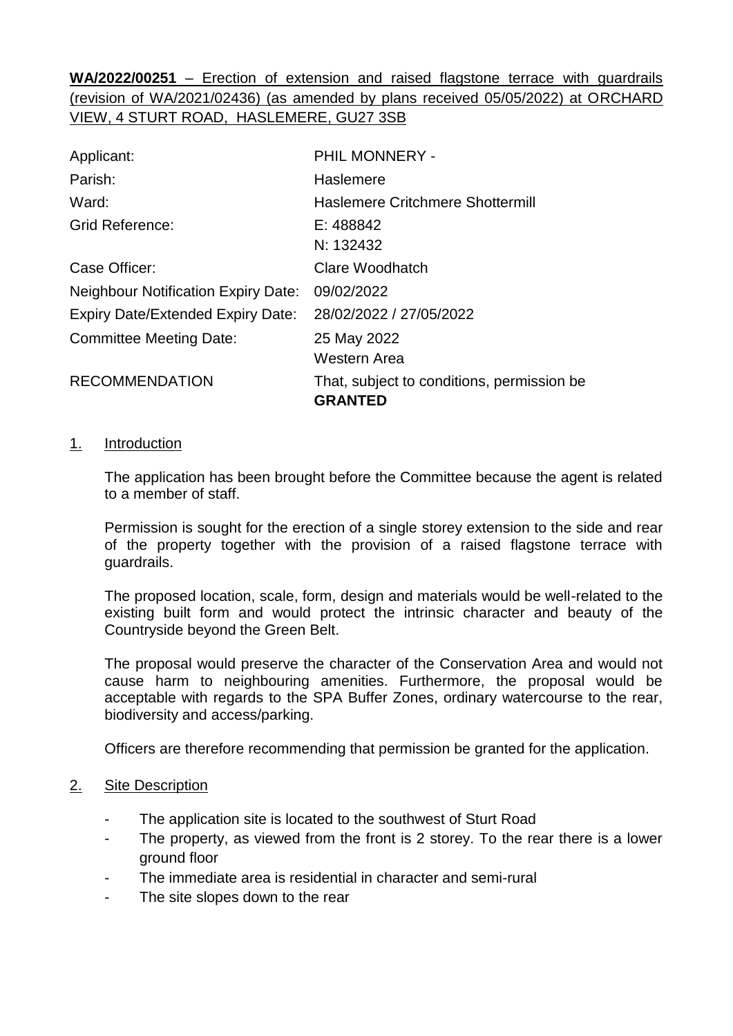**WA/2022/00251** – Erection of extension and raised flagstone terrace with guardrails (revision of WA/2021/02436) (as amended by plans received 05/05/2022) at ORCHARD VIEW, 4 STURT ROAD, HASLEMERE, GU27 3SB

| | |
|---|---|
| Applicant: | PHIL MONNERY - |
| Parish: | Haslemere |
| Ward: | Haslemere Critchmere Shottermill |
| Grid Reference: | E: 488842<br>N: 132432 |
| Case Officer: | Clare Woodhatch |
| Neighbour Notification Expiry Date: | 09/02/2022 |
| Expiry Date/Extended Expiry Date: | 28/02/2022 / 27/05/2022 |
| Committee Meeting Date: | 25 May 2022<br>Western Area |
| RECOMMENDATION | That, subject to conditions, permission be **GRANTED** |

1. Introduction

The application has been brought before the Committee because the agent is related to a member of staff.

Permission is sought for the erection of a single storey extension to the side and rear of the property together with the provision of a raised flagstone terrace with guardrails.

The proposed location, scale, form, design and materials would be well-related to the existing built form and would protect the intrinsic character and beauty of the Countryside beyond the Green Belt.

The proposal would preserve the character of the Conservation Area and would not cause harm to neighbouring amenities. Furthermore, the proposal would be acceptable with regards to the SPA Buffer Zones, ordinary watercourse to the rear, biodiversity and access/parking.

Officers are therefore recommending that permission be granted for the application.

2. Site Description

- The application site is located to the southwest of Sturt Road
- The property, as viewed from the front is 2 storey. To the rear there is a lower ground floor
- The immediate area is residential in character and semi-rural
- The site slopes down to the rear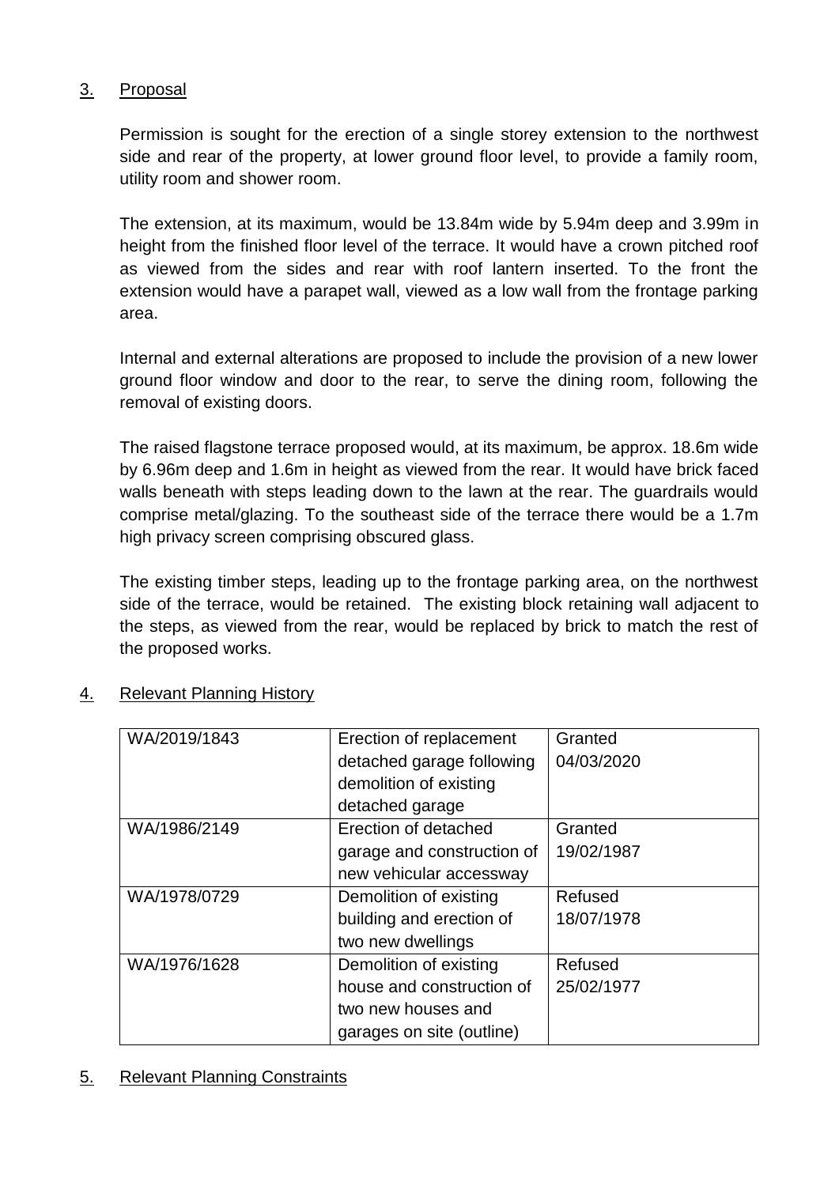## 3. Proposal

Permission is sought for the erection of a single storey extension to the northwest side and rear of the property, at lower ground floor level, to provide a family room, utility room and shower room.

The extension, at its maximum, would be 13.84m wide by 5.94m deep and 3.99m in height from the finished floor level of the terrace. It would have a crown pitched roof as viewed from the sides and rear with roof lantern inserted. To the front the extension would have a parapet wall, viewed as a low wall from the frontage parking area.

Internal and external alterations are proposed to include the provision of a new lower ground floor window and door to the rear, to serve the dining room, following the removal of existing doors.

The raised flagstone terrace proposed would, at its maximum, be approx. 18.6m wide by 6.96m deep and 1.6m in height as viewed from the rear. It would have brick faced walls beneath with steps leading down to the lawn at the rear. The guardrails would comprise metal/glazing. To the southeast side of the terrace there would be a 1.7m high privacy screen comprising obscured glass.

The existing timber steps, leading up to the frontage parking area, on the northwest side of the terrace, would be retained. The existing block retaining wall adjacent to the steps, as viewed from the rear, would be replaced by brick to match the rest of the proposed works.

## 4. Relevant Planning History

| | | |
|---|---|---|
| WA/2019/1843 | Erection of replacement detached garage following demolition of existing detached garage | Granted 04/03/2020 |
| WA/1986/2149 | Erection of detached garage and construction of new vehicular accessway | Granted 19/02/1987 |
| WA/1978/0729 | Demolition of existing building and erection of two new dwellings | Refused 18/07/1978 |
| WA/1976/1628 | Demolition of existing house and construction of two new houses and garages on site (outline) | Refused 25/02/1977 |

## 5. Relevant Planning Constraints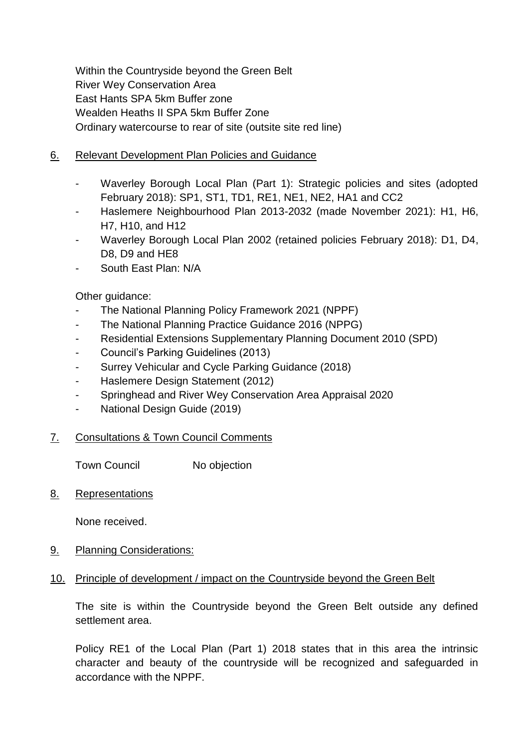Within the Countryside beyond the Green Belt
River Wey Conservation Area
East Hants SPA 5km Buffer zone
Wealden Heaths II SPA 5km Buffer Zone
Ordinary watercourse to rear of site (outsite site red line)

## 6. Relevant Development Plan Policies and Guidance

- Waverley Borough Local Plan (Part 1): Strategic policies and sites (adopted February 2018): SP1, ST1, TD1, RE1, NE1, NE2, HA1 and CC2
- Haslemere Neighbourhood Plan 2013-2032 (made November 2021): H1, H6, H7, H10, and H12
- Waverley Borough Local Plan 2002 (retained policies February 2018): D1, D4, D8, D9 and HE8
- South East Plan: N/A

Other guidance:

- The National Planning Policy Framework 2021 (NPPF)
- The National Planning Practice Guidance 2016 (NPPG)
- Residential Extensions Supplementary Planning Document 2010 (SPD)
- Council's Parking Guidelines (2013)
- Surrey Vehicular and Cycle Parking Guidance (2018)
- Haslemere Design Statement (2012)
- Springhead and River Wey Conservation Area Appraisal 2020
- National Design Guide (2019)

## 7. Consultations & Town Council Comments

| | |
|---|---|
| Town Council | No objection |

## 8. Representations

None received.

## 9. Planning Considerations:

## 10. Principle of development / impact on the Countryside beyond the Green Belt

The site is within the Countryside beyond the Green Belt outside any defined settlement area.

Policy RE1 of the Local Plan (Part 1) 2018 states that in this area the intrinsic character and beauty of the countryside will be recognized and safeguarded in accordance with the NPPF.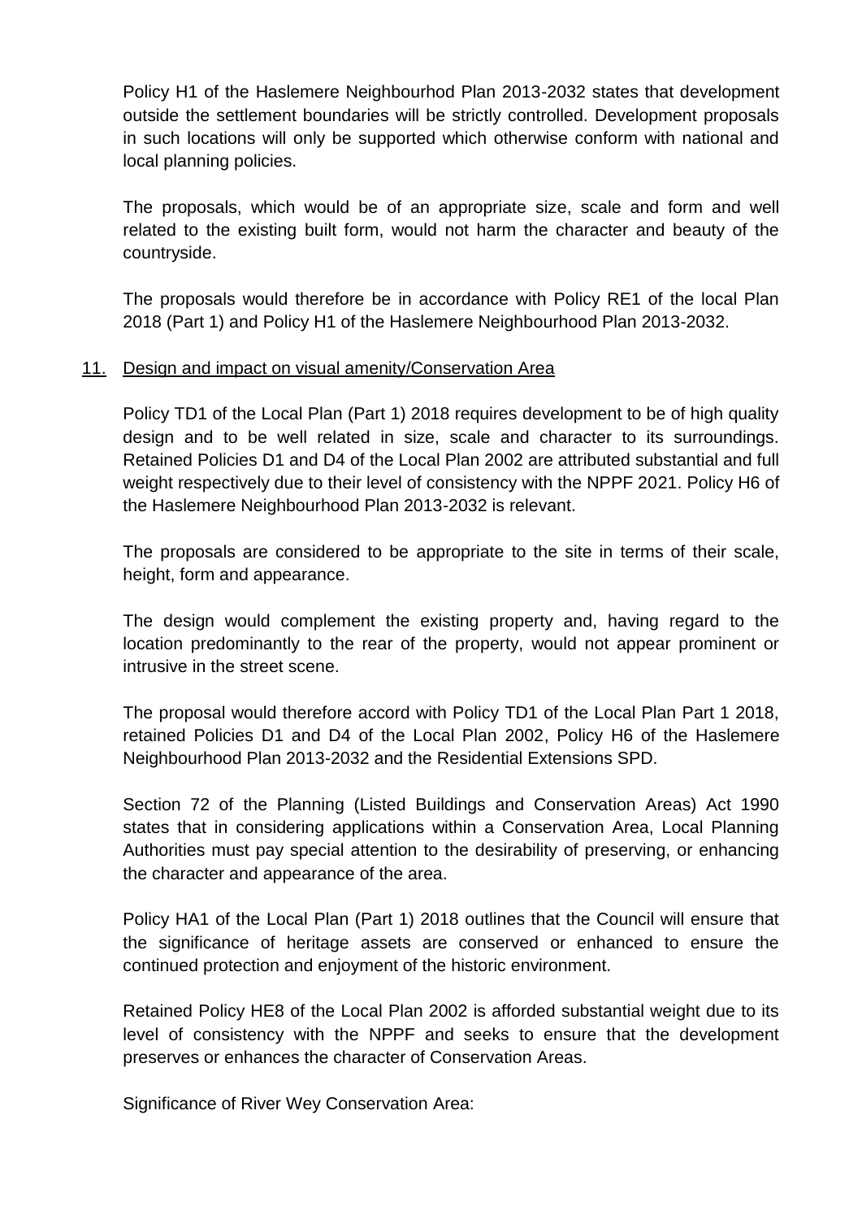Policy H1 of the Haslemere Neighbourhod Plan 2013-2032 states that development outside the settlement boundaries will be strictly controlled. Development proposals in such locations will only be supported which otherwise conform with national and local planning policies.

The proposals, which would be of an appropriate size, scale and form and well related to the existing built form, would not harm the character and beauty of the countryside.

The proposals would therefore be in accordance with Policy RE1 of the local Plan 2018 (Part 1) and Policy H1 of the Haslemere Neighbourhood Plan 2013-2032.

## 11. Design and impact on visual amenity/Conservation Area

Policy TD1 of the Local Plan (Part 1) 2018 requires development to be of high quality design and to be well related in size, scale and character to its surroundings. Retained Policies D1 and D4 of the Local Plan 2002 are attributed substantial and full weight respectively due to their level of consistency with the NPPF 2021. Policy H6 of the Haslemere Neighbourhood Plan 2013-2032 is relevant.

The proposals are considered to be appropriate to the site in terms of their scale, height, form and appearance.

The design would complement the existing property and, having regard to the location predominantly to the rear of the property, would not appear prominent or intrusive in the street scene.

The proposal would therefore accord with Policy TD1 of the Local Plan Part 1 2018, retained Policies D1 and D4 of the Local Plan 2002, Policy H6 of the Haslemere Neighbourhood Plan 2013-2032 and the Residential Extensions SPD.

Section 72 of the Planning (Listed Buildings and Conservation Areas) Act 1990 states that in considering applications within a Conservation Area, Local Planning Authorities must pay special attention to the desirability of preserving, or enhancing the character and appearance of the area.

Policy HA1 of the Local Plan (Part 1) 2018 outlines that the Council will ensure that the significance of heritage assets are conserved or enhanced to ensure the continued protection and enjoyment of the historic environment.

Retained Policy HE8 of the Local Plan 2002 is afforded substantial weight due to its level of consistency with the NPPF and seeks to ensure that the development preserves or enhances the character of Conservation Areas.

Significance of River Wey Conservation Area: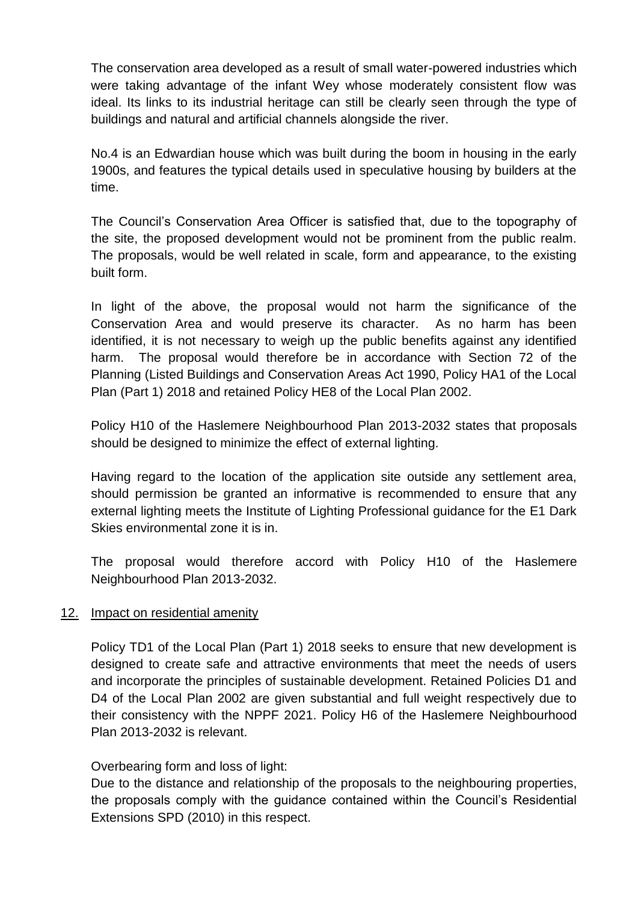The conservation area developed as a result of small water-powered industries which were taking advantage of the infant Wey whose moderately consistent flow was ideal. Its links to its industrial heritage can still be clearly seen through the type of buildings and natural and artificial channels alongside the river.

No.4 is an Edwardian house which was built during the boom in housing in the early 1900s, and features the typical details used in speculative housing by builders at the time.

The Council's Conservation Area Officer is satisfied that, due to the topography of the site, the proposed development would not be prominent from the public realm. The proposals, would be well related in scale, form and appearance, to the existing built form.

In light of the above, the proposal would not harm the significance of the Conservation Area and would preserve its character. As no harm has been identified, it is not necessary to weigh up the public benefits against any identified harm. The proposal would therefore be in accordance with Section 72 of the Planning (Listed Buildings and Conservation Areas Act 1990, Policy HA1 of the Local Plan (Part 1) 2018 and retained Policy HE8 of the Local Plan 2002.

Policy H10 of the Haslemere Neighbourhood Plan 2013-2032 states that proposals should be designed to minimize the effect of external lighting.

Having regard to the location of the application site outside any settlement area, should permission be granted an informative is recommended to ensure that any external lighting meets the Institute of Lighting Professional guidance for the E1 Dark Skies environmental zone it is in.

The proposal would therefore accord with Policy H10 of the Haslemere Neighbourhood Plan 2013-2032.

## 12. Impact on residential amenity

Policy TD1 of the Local Plan (Part 1) 2018 seeks to ensure that new development is designed to create safe and attractive environments that meet the needs of users and incorporate the principles of sustainable development. Retained Policies D1 and D4 of the Local Plan 2002 are given substantial and full weight respectively due to their consistency with the NPPF 2021. Policy H6 of the Haslemere Neighbourhood Plan 2013-2032 is relevant.

Overbearing form and loss of light:
Due to the distance and relationship of the proposals to the neighbouring properties, the proposals comply with the guidance contained within the Council's Residential Extensions SPD (2010) in this respect.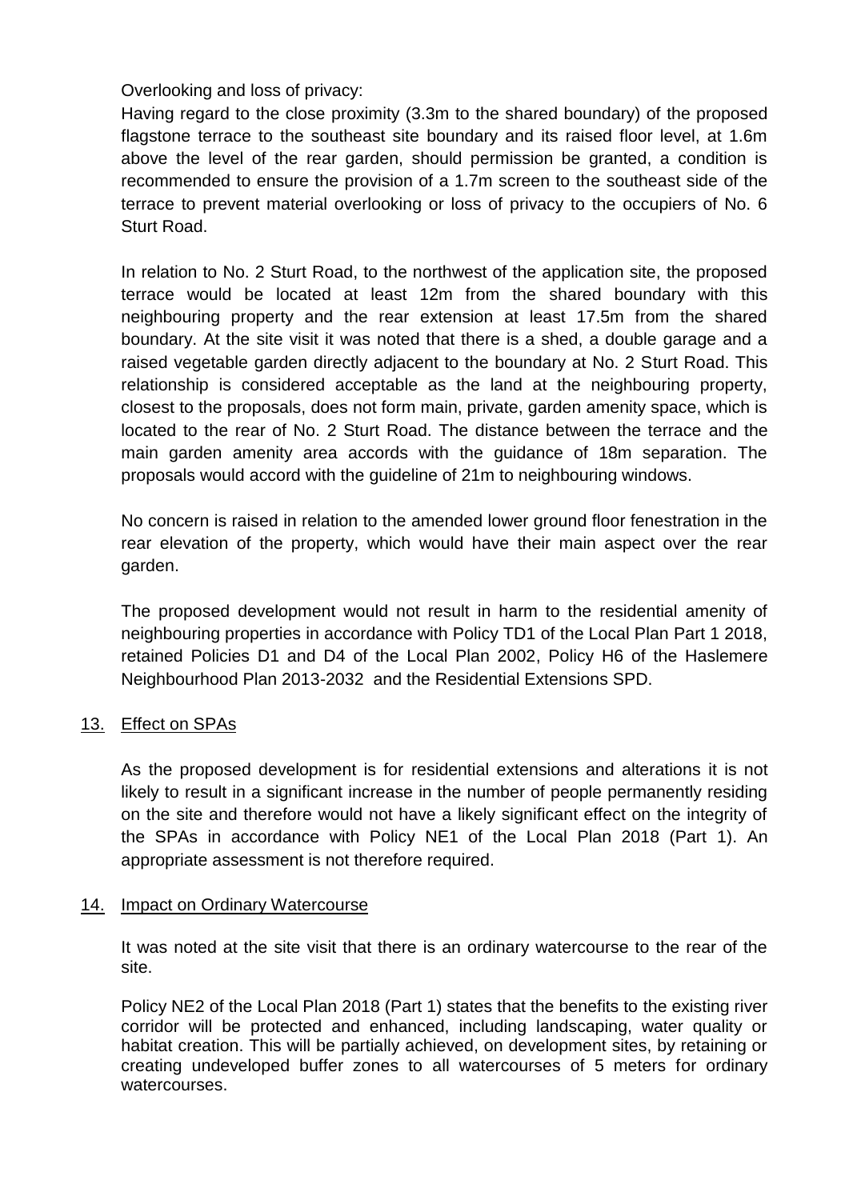Overlooking and loss of privacy:

Having regard to the close proximity (3.3m to the shared boundary) of the proposed flagstone terrace to the southeast site boundary and its raised floor level, at 1.6m above the level of the rear garden, should permission be granted, a condition is recommended to ensure the provision of a 1.7m screen to the southeast side of the terrace to prevent material overlooking or loss of privacy to the occupiers of No. 6 Sturt Road.

In relation to No. 2 Sturt Road, to the northwest of the application site, the proposed terrace would be located at least 12m from the shared boundary with this neighbouring property and the rear extension at least 17.5m from the shared boundary. At the site visit it was noted that there is a shed, a double garage and a raised vegetable garden directly adjacent to the boundary at No. 2 Sturt Road. This relationship is considered acceptable as the land at the neighbouring property, closest to the proposals, does not form main, private, garden amenity space, which is located to the rear of No. 2 Sturt Road. The distance between the terrace and the main garden amenity area accords with the guidance of 18m separation. The proposals would accord with the guideline of 21m to neighbouring windows.

No concern is raised in relation to the amended lower ground floor fenestration in the rear elevation of the property, which would have their main aspect over the rear garden.

The proposed development would not result in harm to the residential amenity of neighbouring properties in accordance with Policy TD1 of the Local Plan Part 1 2018, retained Policies D1 and D4 of the Local Plan 2002, Policy H6 of the Haslemere Neighbourhood Plan 2013-2032 and the Residential Extensions SPD.

## 13. Effect on SPAs

As the proposed development is for residential extensions and alterations it is not likely to result in a significant increase in the number of people permanently residing on the site and therefore would not have a likely significant effect on the integrity of the SPAs in accordance with Policy NE1 of the Local Plan 2018 (Part 1). An appropriate assessment is not therefore required.

## 14. Impact on Ordinary Watercourse

It was noted at the site visit that there is an ordinary watercourse to the rear of the site.

Policy NE2 of the Local Plan 2018 (Part 1) states that the benefits to the existing river corridor will be protected and enhanced, including landscaping, water quality or habitat creation. This will be partially achieved, on development sites, by retaining or creating undeveloped buffer zones to all watercourses of 5 meters for ordinary watercourses.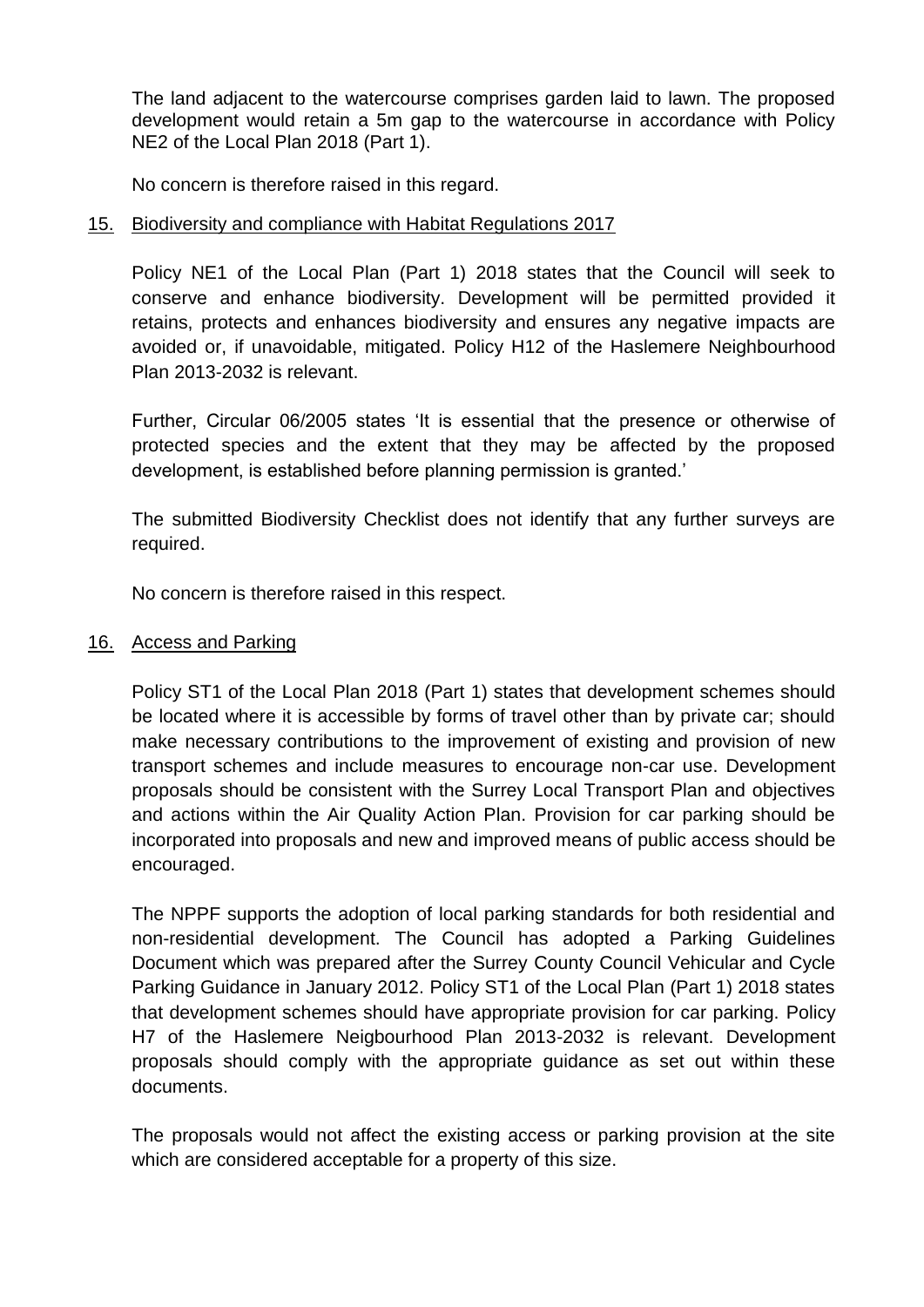The land adjacent to the watercourse comprises garden laid to lawn. The proposed development would retain a 5m gap to the watercourse in accordance with Policy NE2 of the Local Plan 2018 (Part 1).

No concern is therefore raised in this regard.

## 15. Biodiversity and compliance with Habitat Regulations 2017

Policy NE1 of the Local Plan (Part 1) 2018 states that the Council will seek to conserve and enhance biodiversity. Development will be permitted provided it retains, protects and enhances biodiversity and ensures any negative impacts are avoided or, if unavoidable, mitigated. Policy H12 of the Haslemere Neighbourhood Plan 2013-2032 is relevant.

Further, Circular 06/2005 states 'It is essential that the presence or otherwise of protected species and the extent that they may be affected by the proposed development, is established before planning permission is granted.'

The submitted Biodiversity Checklist does not identify that any further surveys are required.

No concern is therefore raised in this respect.

## 16. Access and Parking

Policy ST1 of the Local Plan 2018 (Part 1) states that development schemes should be located where it is accessible by forms of travel other than by private car; should make necessary contributions to the improvement of existing and provision of new transport schemes and include measures to encourage non-car use. Development proposals should be consistent with the Surrey Local Transport Plan and objectives and actions within the Air Quality Action Plan. Provision for car parking should be incorporated into proposals and new and improved means of public access should be encouraged.

The NPPF supports the adoption of local parking standards for both residential and non-residential development. The Council has adopted a Parking Guidelines Document which was prepared after the Surrey County Council Vehicular and Cycle Parking Guidance in January 2012. Policy ST1 of the Local Plan (Part 1) 2018 states that development schemes should have appropriate provision for car parking. Policy H7 of the Haslemere Neigbourhood Plan 2013-2032 is relevant. Development proposals should comply with the appropriate guidance as set out within these documents.

The proposals would not affect the existing access or parking provision at the site which are considered acceptable for a property of this size.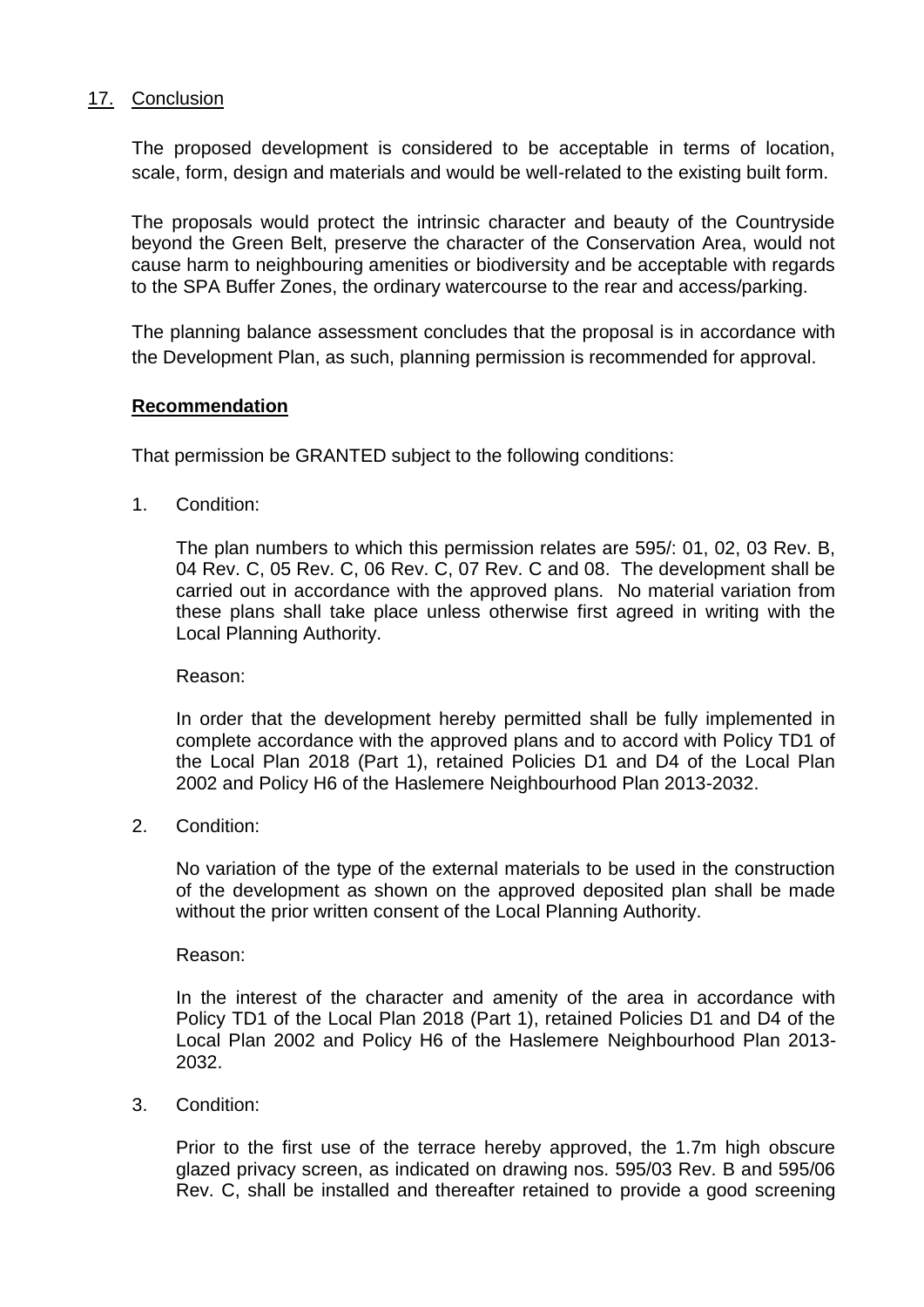## 17. Conclusion

The proposed development is considered to be acceptable in terms of location, scale, form, design and materials and would be well-related to the existing built form.

The proposals would protect the intrinsic character and beauty of the Countryside beyond the Green Belt, preserve the character of the Conservation Area, would not cause harm to neighbouring amenities or biodiversity and be acceptable with regards to the SPA Buffer Zones, the ordinary watercourse to the rear and access/parking.

The planning balance assessment concludes that the proposal is in accordance with the Development Plan, as such, planning permission is recommended for approval.

**Recommendation**

That permission be GRANTED subject to the following conditions:

1. Condition:

   The plan numbers to which this permission relates are 595/: 01, 02, 03 Rev. B, 04 Rev. C, 05 Rev. C, 06 Rev. C, 07 Rev. C and 08. The development shall be carried out in accordance with the approved plans. No material variation from these plans shall take place unless otherwise first agreed in writing with the Local Planning Authority.

   Reason:

   In order that the development hereby permitted shall be fully implemented in complete accordance with the approved plans and to accord with Policy TD1 of the Local Plan 2018 (Part 1), retained Policies D1 and D4 of the Local Plan 2002 and Policy H6 of the Haslemere Neighbourhood Plan 2013-2032.

2. Condition:

   No variation of the type of the external materials to be used in the construction of the development as shown on the approved deposited plan shall be made without the prior written consent of the Local Planning Authority.

   Reason:

   In the interest of the character and amenity of the area in accordance with Policy TD1 of the Local Plan 2018 (Part 1), retained Policies D1 and D4 of the Local Plan 2002 and Policy H6 of the Haslemere Neighbourhood Plan 2013-2032.

3. Condition:

   Prior to the first use of the terrace hereby approved, the 1.7m high obscure glazed privacy screen, as indicated on drawing nos. 595/03 Rev. B and 595/06 Rev. C, shall be installed and thereafter retained to provide a good screening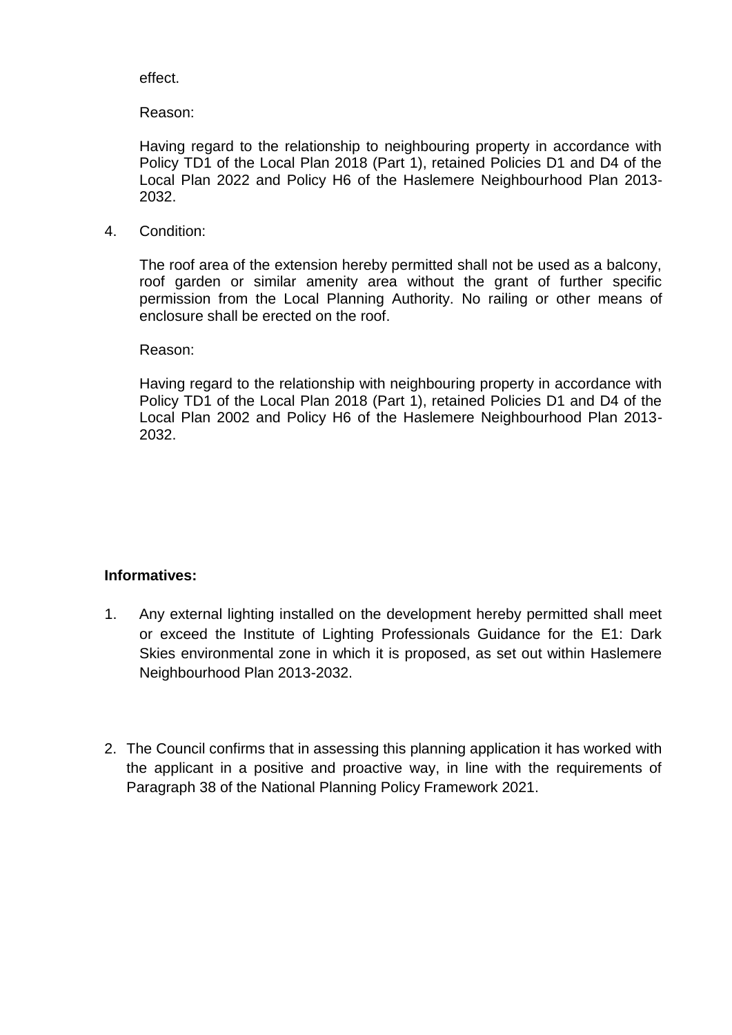effect.

Reason:

Having regard to the relationship to neighbouring property in accordance with Policy TD1 of the Local Plan 2018 (Part 1), retained Policies D1 and D4 of the Local Plan 2022 and Policy H6 of the Haslemere Neighbourhood Plan 2013-2032.

4. Condition:

   The roof area of the extension hereby permitted shall not be used as a balcony, roof garden or similar amenity area without the grant of further specific permission from the Local Planning Authority. No railing or other means of enclosure shall be erected on the roof.

   Reason:

   Having regard to the relationship with neighbouring property in accordance with Policy TD1 of the Local Plan 2018 (Part 1), retained Policies D1 and D4 of the Local Plan 2002 and Policy H6 of the Haslemere Neighbourhood Plan 2013-2032.

**Informatives:**

1. Any external lighting installed on the development hereby permitted shall meet or exceed the Institute of Lighting Professionals Guidance for the E1: Dark Skies environmental zone in which it is proposed, as set out within Haslemere Neighbourhood Plan 2013-2032.

2. The Council confirms that in assessing this planning application it has worked with the applicant in a positive and proactive way, in line with the requirements of Paragraph 38 of the National Planning Policy Framework 2021.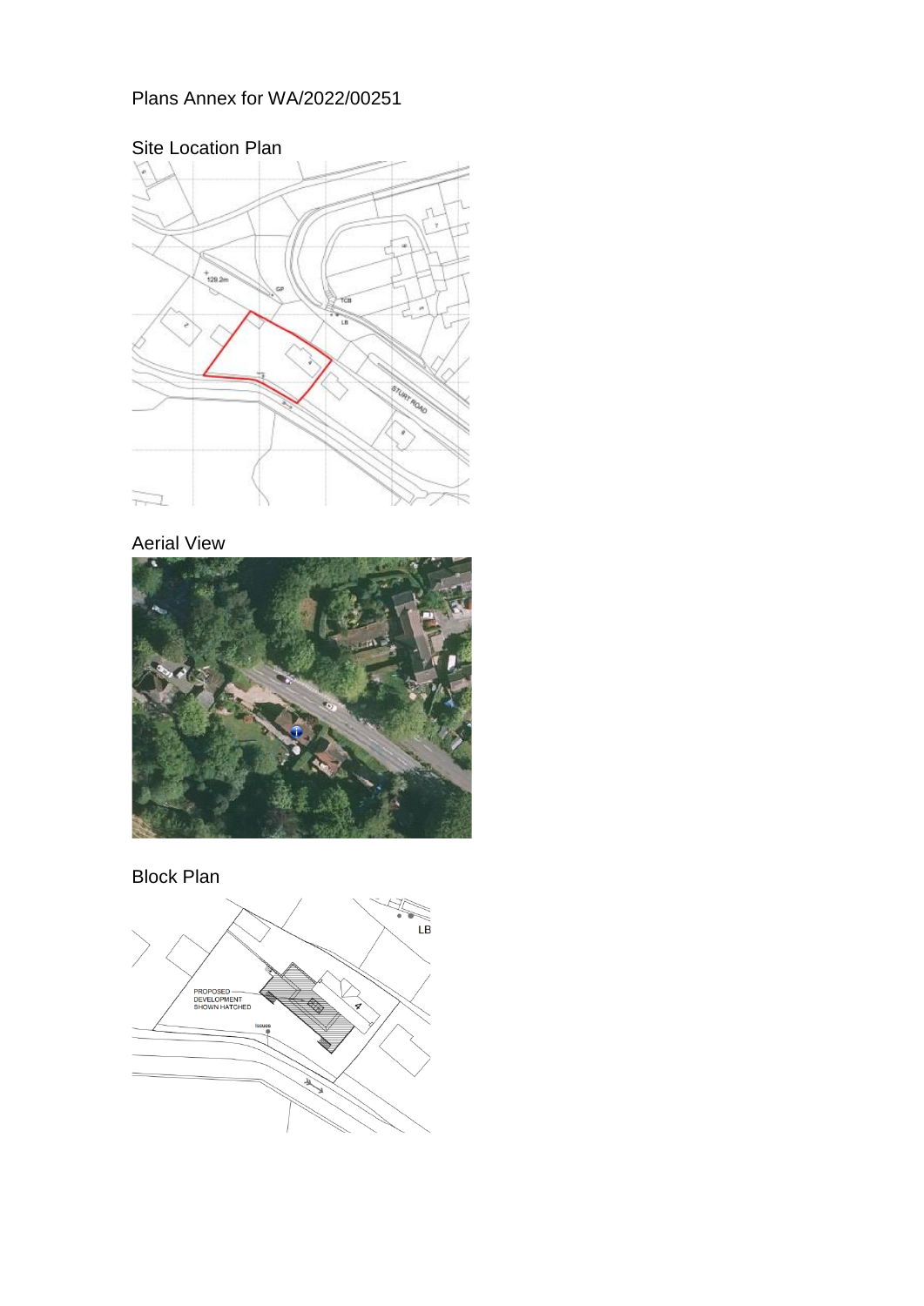Plans Annex for WA/2022/00251

Site Location Plan

Aerial View

Block Plan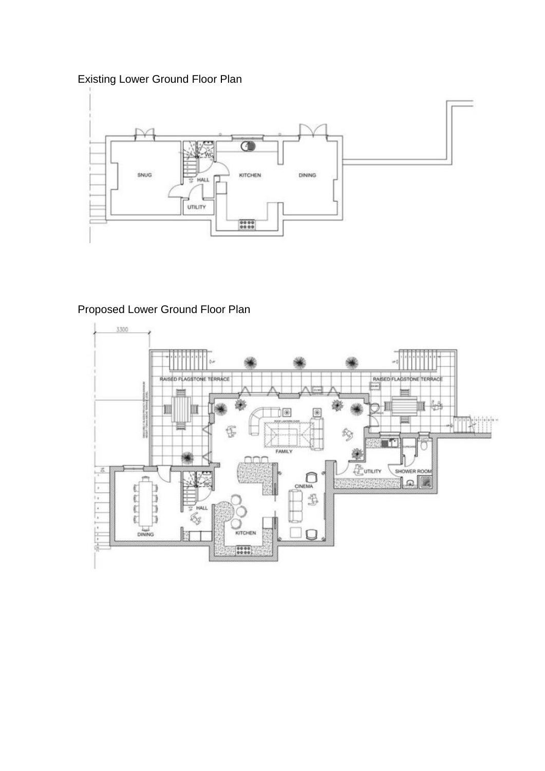Existing Lower Ground Floor Plan

Proposed Lower Ground Floor Plan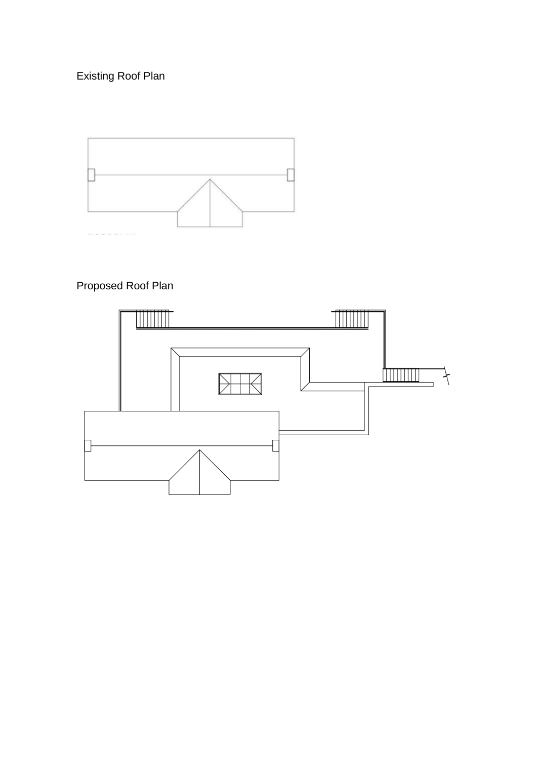Existing Roof Plan

Proposed Roof Plan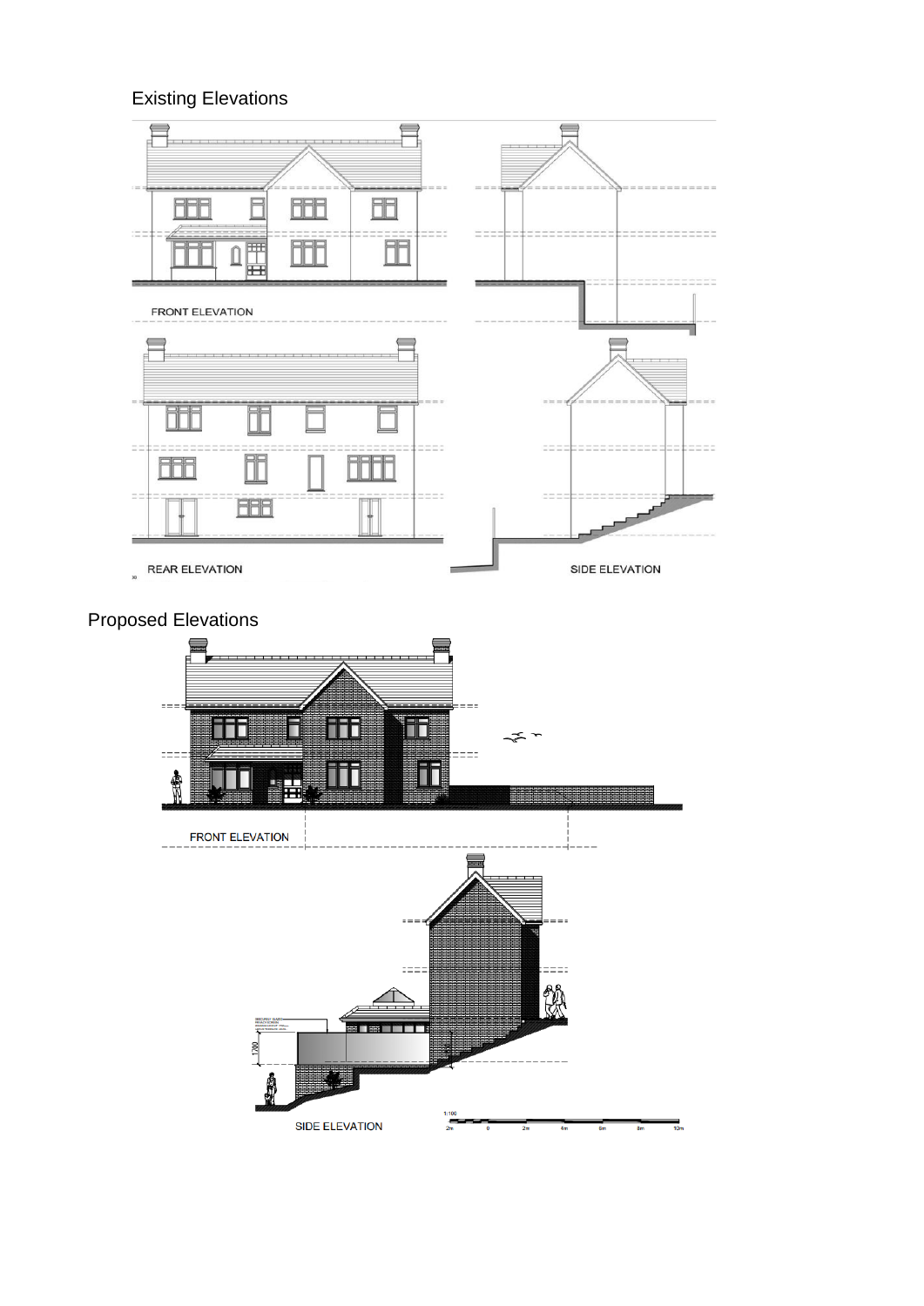## Existing Elevations

FRONT ELEVATION

REAR ELEVATION

SIDE ELEVATION

## Proposed Elevations

FRONT ELEVATION

SIDE ELEVATION

1:100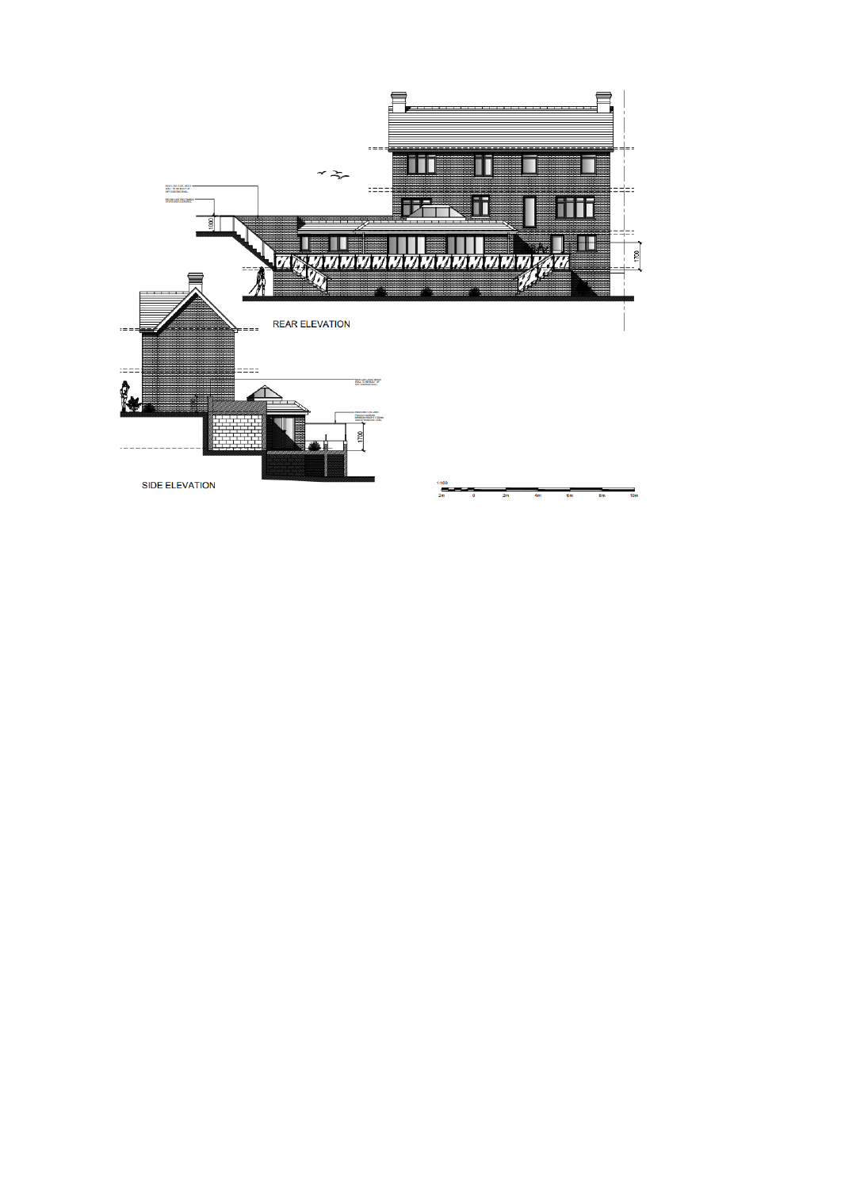1000

1700

REAR ELEVATION

1700

SIDE ELEVATION

1:100

2m 0 2m 4m 6m 8m 10m